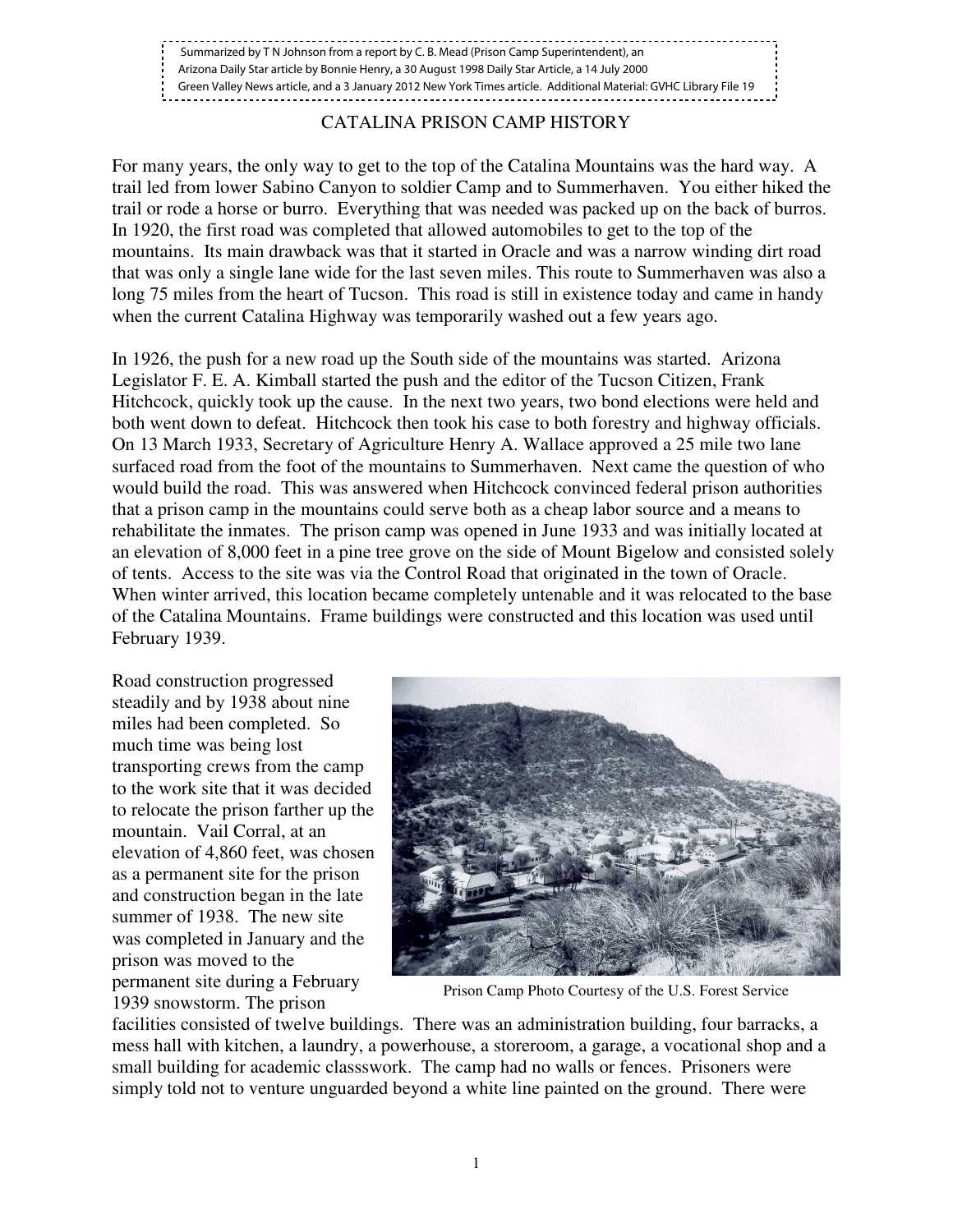Summarized by T N Johnson from a report by C. B. Mead (Prison Camp Superintendent), an Arizona Daily Star article by Bonnie Henry, a 30 August 1998 Daily Star Article, a 14 July 2000 Green Valley News article, and a 3 January 2012 New York Times article. Additional Material: GVHC Library File 19

# CATALINA PRISON CAMP HISTORY

For many years, the only way to get to the top of the Catalina Mountains was the hard way. A trail led from lower Sabino Canyon to soldier Camp and to Summerhaven. You either hiked the trail or rode a horse or burro. Everything that was needed was packed up on the back of burros. In 1920, the first road was completed that allowed automobiles to get to the top of the mountains. Its main drawback was that it started in Oracle and was a narrow winding dirt road that was only a single lane wide for the last seven miles. This route to Summerhaven was also a long 75 miles from the heart of Tucson. This road is still in existence today and came in handy when the current Catalina Highway was temporarily washed out a few years ago.

In 1926, the push for a new road up the South side of the mountains was started. Arizona Legislator F. E. A. Kimball started the push and the editor of the Tucson Citizen, Frank Hitchcock, quickly took up the cause. In the next two years, two bond elections were held and both went down to defeat. Hitchcock then took his case to both forestry and highway officials. On 13 March 1933, Secretary of Agriculture Henry A. Wallace approved a 25 mile two lane surfaced road from the foot of the mountains to Summerhaven. Next came the question of who would build the road. This was answered when Hitchcock convinced federal prison authorities that a prison camp in the mountains could serve both as a cheap labor source and a means to rehabilitate the inmates. The prison camp was opened in June 1933 and was initially located at an elevation of 8,000 feet in a pine tree grove on the side of Mount Bigelow and consisted solely of tents. Access to the site was via the Control Road that originated in the town of Oracle. When winter arrived, this location became completely untenable and it was relocated to the base of the Catalina Mountains. Frame buildings were constructed and this location was used until February 1939.

Road construction progressed steadily and by 1938 about nine miles had been completed. So much time was being lost transporting crews from the camp to the work site that it was decided to relocate the prison farther up the mountain. Vail Corral, at an elevation of 4,860 feet, was chosen as a permanent site for the prison and construction began in the late summer of 1938. The new site was completed in January and the prison was moved to the permanent site during a February 1939 snowstorm. The prison facilities consisted of twelve buildings. There was an administration building, four barracks, a mess hall with kitchen, a laundry, a powerhouse, a storeroom, a garage, a vocational shop and a small building for academic classswork. The camp had no walls or fences. Prisoners were simply told not to venture unguarded beyond a white line painted on the ground. There were

Prison Camp Photo Courtesy of the U.S. Forest Service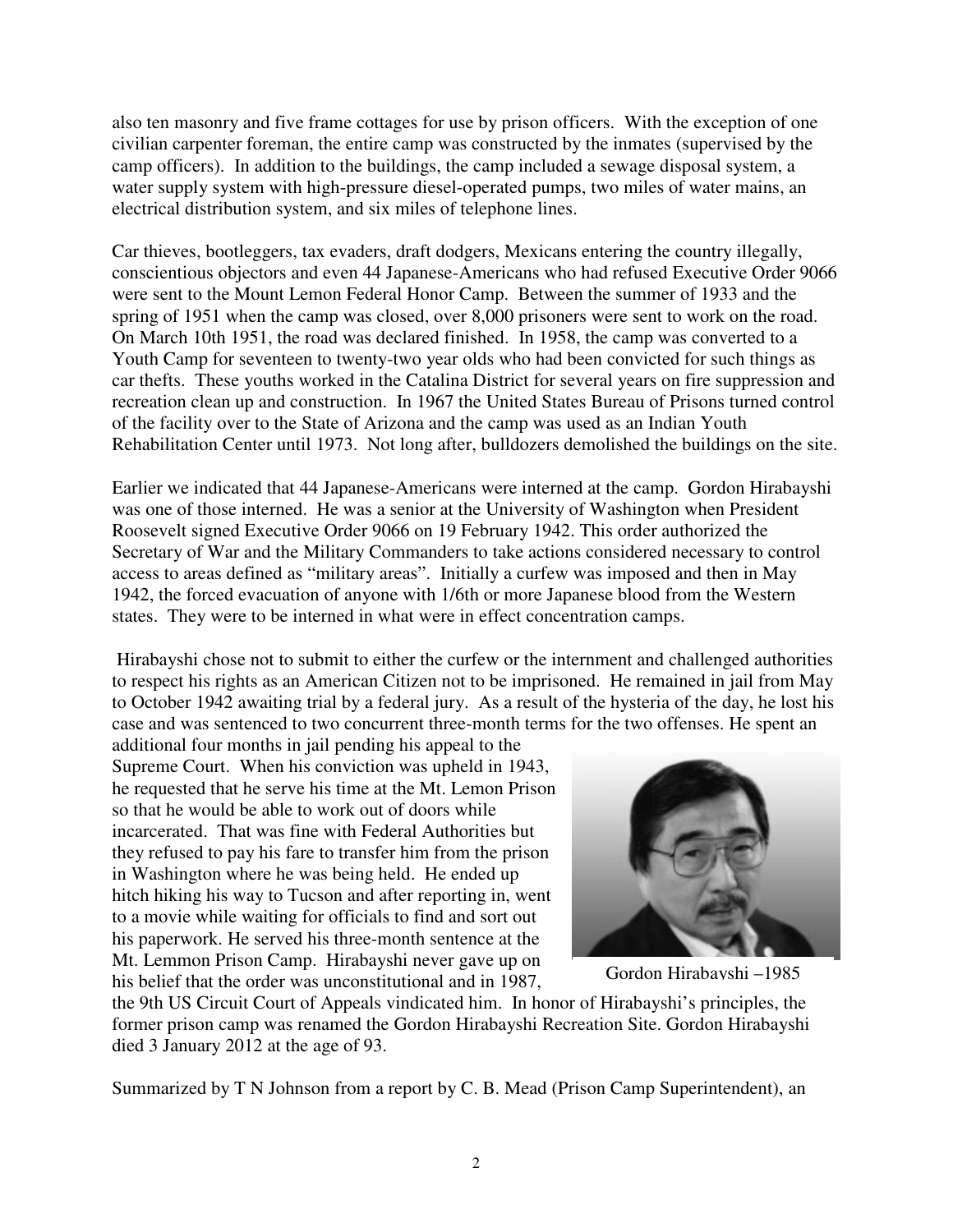also ten masonry and five frame cottages for use by prison officers. With the exception of one civilian carpenter foreman, the entire camp was constructed by the inmates (supervised by the camp officers). In addition to the buildings, the camp included a sewage disposal system, a water supply system with high-pressure diesel-operated pumps, two miles of water mains, an electrical distribution system, and six miles of telephone lines.

Car thieves, bootleggers, tax evaders, draft dodgers, Mexicans entering the country illegally, conscientious objectors and even 44 Japanese-Americans who had refused Executive Order 9066 were sent to the Mount Lemon Federal Honor Camp. Between the summer of 1933 and the spring of 1951 when the camp was closed, over 8,000 prisoners were sent to work on the road. On March 10th 1951, the road was declared finished. In 1958, the camp was converted to a Youth Camp for seventeen to twenty-two year olds who had been convicted for such things as car thefts. These youths worked in the Catalina District for several years on fire suppression and recreation clean up and construction. In 1967 the United States Bureau of Prisons turned control of the facility over to the State of Arizona and the camp was used as an Indian Youth Rehabilitation Center until 1973. Not long after, bulldozers demolished the buildings on the site.

Earlier we indicated that 44 Japanese-Americans were interned at the camp. Gordon Hirabayshi was one of those interned. He was a senior at the University of Washington when President Roosevelt signed Executive Order 9066 on 19 February 1942. This order authorized the Secretary of War and the Military Commanders to take actions considered necessary to control access to areas defined as "military areas". Initially a curfew was imposed and then in May 1942, the forced evacuation of anyone with 1/6th or more Japanese blood from the Western states. They were to be interned in what were in effect concentration camps.

Hirabayshi chose not to submit to either the curfew or the internment and challenged authorities to respect his rights as an American Citizen not to be imprisoned. He remained in jail from May to October 1942 awaiting trial by a federal jury. As a result of the hysteria of the day, he lost his case and was sentenced to two concurrent three-month terms for the two offenses. He spent an additional four months in jail pending his appeal to the Supreme Court. When his conviction was upheld in 1943, he requested that he serve his time at the Mt. Lemon Prison so that he would be able to work out of doors while incarcerated. That was fine with Federal Authorities but they refused to pay his fare to transfer him from the prison in Washington where he was being held. He ended up hitch hiking his way to Tucson and after reporting in, went to a movie while waiting for officials to find and sort out his paperwork. He served his three-month sentence at the Mt. Lemmon Prison Camp. Hirabayshi never gave up on his belief that the order was unconstitutional and in 1987, the 9th US Circuit Court of Appeals vindicated him. In honor of Hirabayshi's principles, the former prison camp was renamed the Gordon Hirabayshi Recreation Site. Gordon Hirabayshi died 3 January 2012 at the age of 93.

Gordon Hirabayshi –1985

Summarized by T N Johnson from a report by C. B. Mead (Prison Camp Superintendent), an